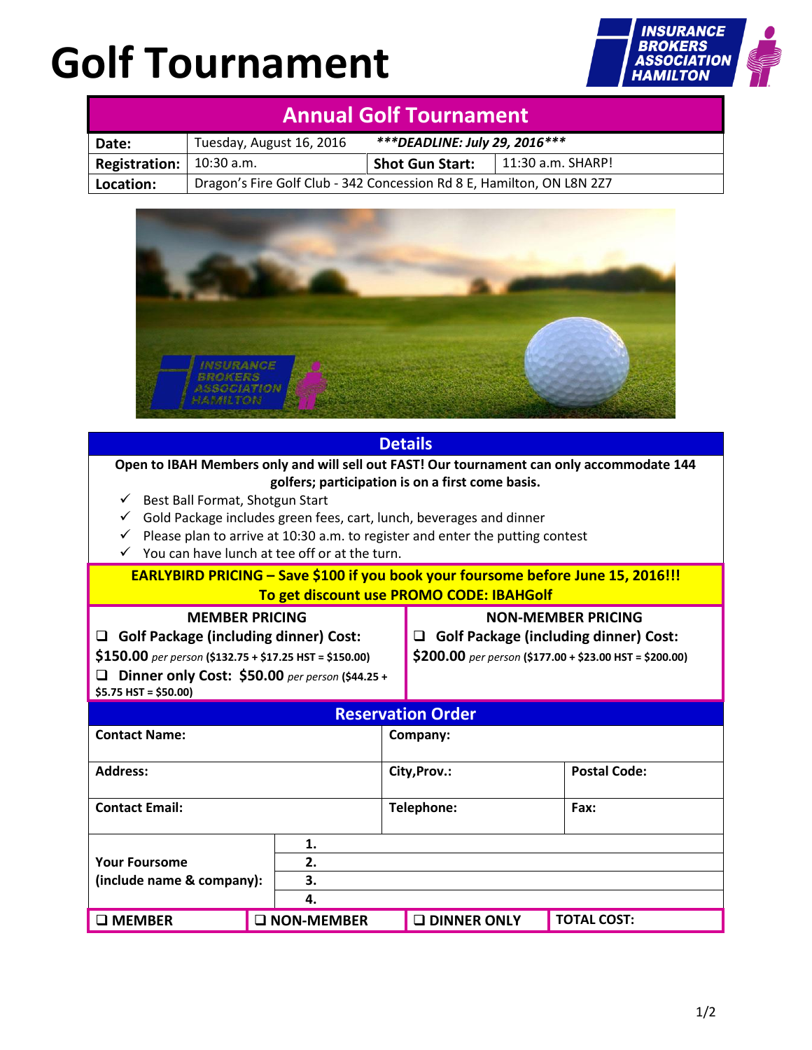# Golf Tournament

## Annual Golf Tournament

| | | | |
|---|---|---|---|
| **Date:** | Tuesday, August 16, 2016 | ***\*\*\*DEADLINE: July 29, 2016\*\*\**** | |
| **Registration:** | 10:30 a.m. | **Shot Gun Start:** | 11:30 a.m. SHARP! |
| **Location:** | Dragon's Fire Golf Club - 342 Concession Rd 8 E, Hamilton, ON L8N 2Z7 | | |

## Details

**Open to IBAH Members only and will sell out FAST! Our tournament can only accommodate 144 golfers; participation is on a first come basis.**

- ✓ Best Ball Format, Shotgun Start
- ✓ Gold Package includes green fees, cart, lunch, beverages and dinner
- ✓ Please plan to arrive at 10:30 a.m. to register and enter the putting contest
- ✓ You can have lunch at tee off or at the turn.

**EARLYBIRD PRICING – Save $100 if you book your foursome before June 15, 2016!!!**
**To get discount use PROMO CODE: IBAHGolf**

| MEMBER PRICING | NON-MEMBER PRICING |
|---|---|
| ❑ **Golf Package (including dinner) Cost:** **$150.00** *per person* **($132.75 + $17.25 HST = $150.00)** | ❑ **Golf Package (including dinner) Cost:** **$200.00** *per person* **($177.00 + $23.00 HST = $200.00)** |
| ❑ **Dinner only Cost: $50.00** *per person* **($44.25 + $5.75 HST = $50.00)** | |

## Reservation Order

| | | |
|---|---|---|
| **Contact Name:** | **Company:** | |
| **Address:** | **City,Prov.:** | **Postal Code:** |
| **Contact Email:** | **Telephone:** | **Fax:** |

| | |
|---|---|
| **Your Foursome (include name & company):** | **1.** |
| | **2.** |
| | **3.** |
| | **4.** |

| | | | |
|---|---|---|---|
| ❑ **MEMBER** | ❑ **NON-MEMBER** | ❑ **DINNER ONLY** | **TOTAL COST:** |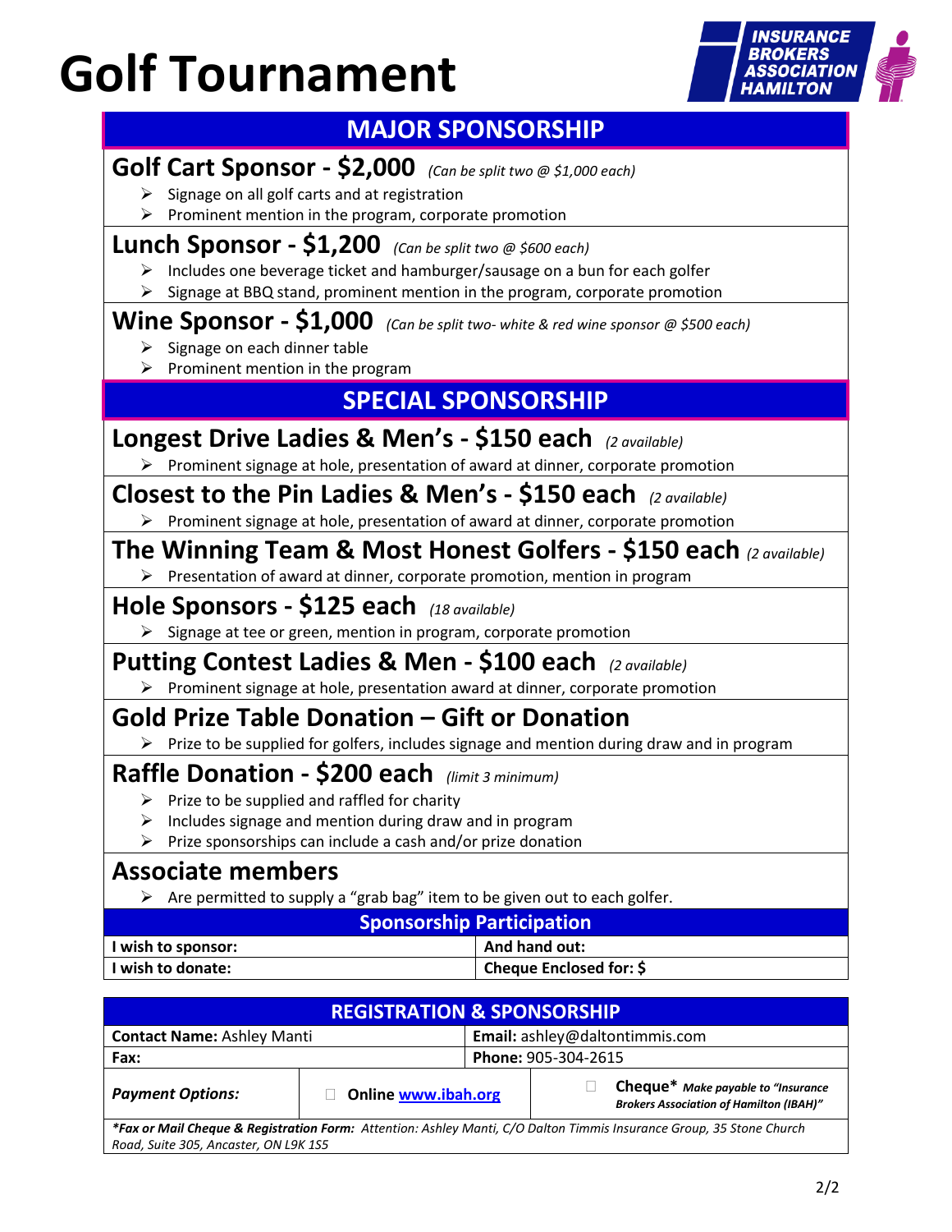# Golf Tournament

INSURANCE BROKERS ASSOCIATION HAMILTON

## MAJOR SPONSORSHIP

### Golf Cart Sponsor - $2,000 *(Can be split two @ $1,000 each)*

- Signage on all golf carts and at registration
- Prominent mention in the program, corporate promotion

### Lunch Sponsor - $1,200 *(Can be split two @ $600 each)*

- Includes one beverage ticket and hamburger/sausage on a bun for each golfer
- Signage at BBQ stand, prominent mention in the program, corporate promotion

### Wine Sponsor - $1,000 *(Can be split two- white & red wine sponsor @ $500 each)*

- Signage on each dinner table
- Prominent mention in the program

## SPECIAL SPONSORSHIP

### Longest Drive Ladies & Men's - $150 each *(2 available)*

- Prominent signage at hole, presentation of award at dinner, corporate promotion

### Closest to the Pin Ladies & Men's - $150 each *(2 available)*

- Prominent signage at hole, presentation of award at dinner, corporate promotion

### The Winning Team & Most Honest Golfers - $150 each *(2 available)*

- Presentation of award at dinner, corporate promotion, mention in program

### Hole Sponsors - $125 each *(18 available)*

- Signage at tee or green, mention in program, corporate promotion

### Putting Contest Ladies & Men - $100 each *(2 available)*

- Prominent signage at hole, presentation award at dinner, corporate promotion

### Gold Prize Table Donation – Gift or Donation

- Prize to be supplied for golfers, includes signage and mention during draw and in program

### Raffle Donation - $200 each *(limit 3 minimum)*

- Prize to be supplied and raffled for charity
- Includes signage and mention during draw and in program
- Prize sponsorships can include a cash and/or prize donation

### Associate members

- Are permitted to supply a "grab bag" item to be given out to each golfer.

| Sponsorship Participation | |
|---|---|
| **I wish to sponsor:** | **And hand out:** |
| **I wish to donate:** | **Cheque Enclosed for: $** |

| REGISTRATION & SPONSORSHIP | | |
|---|---|---|
| **Contact Name:** Ashley Manti | | **Email:** ashley@daltontimmis.com |
| **Fax:** | | **Phone:** 905-304-2615 |
| ***Payment Options:*** | ☐ **Online [www.ibah.org](www.ibah.org)** | ☐ **Cheque*** ***Make payable to "Insurance Brokers Association of Hamilton (IBAH)"*** |

***Fax or Mail Cheque & Registration Form:** Attention: Ashley Manti, C/O Dalton Timmis Insurance Group, 35 Stone Church Road, Suite 305, Ancaster, ON L9K 1S5*